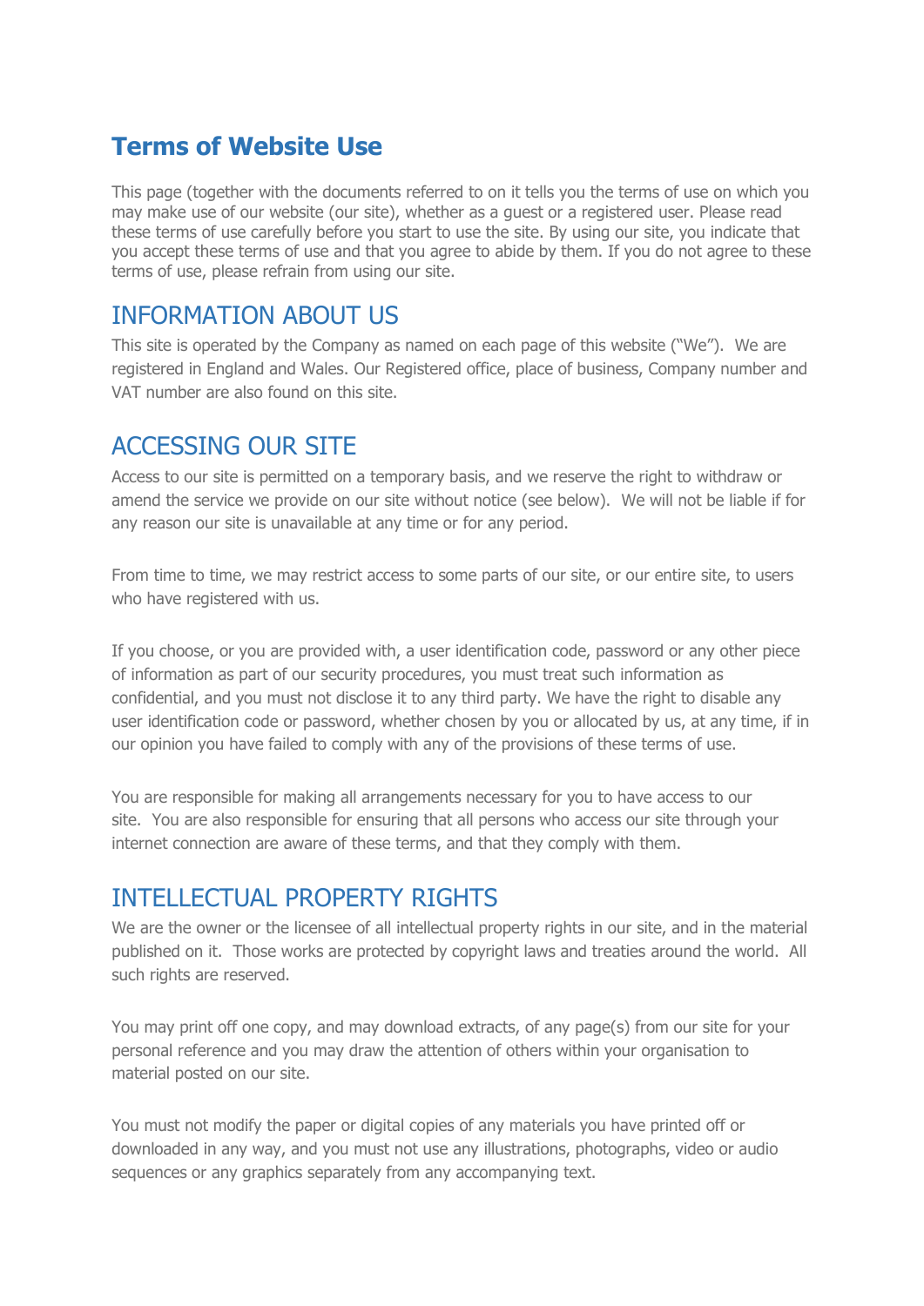# Terms of Website Use

This page (together with the documents referred to on it tells you the terms of use on which you may make use of our website (our site), whether as a guest or a registered user. Please read these terms of use carefully before you start to use the site. By using our site, you indicate that you accept these terms of use and that you agree to abide by them. If you do not agree to these terms of use, please refrain from using our site.

## INFORMATION ABOUT US

This site is operated by the Company as named on each page of this website ("We"). We are registered in England and Wales. Our Registered office, place of business, Company number and VAT number are also found on this site.

## ACCESSING OUR SITE

Access to our site is permitted on a temporary basis, and we reserve the right to withdraw or amend the service we provide on our site without notice (see below). We will not be liable if for any reason our site is unavailable at any time or for any period.

From time to time, we may restrict access to some parts of our site, or our entire site, to users who have registered with us.

If you choose, or you are provided with, a user identification code, password or any other piece of information as part of our security procedures, you must treat such information as confidential, and you must not disclose it to any third party. We have the right to disable any user identification code or password, whether chosen by you or allocated by us, at any time, if in our opinion you have failed to comply with any of the provisions of these terms of use.

You are responsible for making all arrangements necessary for you to have access to our site. You are also responsible for ensuring that all persons who access our site through your internet connection are aware of these terms, and that they comply with them.

## INTELLECTUAL PROPERTY RIGHTS

We are the owner or the licensee of all intellectual property rights in our site, and in the material published on it. Those works are protected by copyright laws and treaties around the world. All such rights are reserved.

You may print off one copy, and may download extracts, of any page(s) from our site for your personal reference and you may draw the attention of others within your organisation to material posted on our site.

You must not modify the paper or digital copies of any materials you have printed off or downloaded in any way, and you must not use any illustrations, photographs, video or audio sequences or any graphics separately from any accompanying text.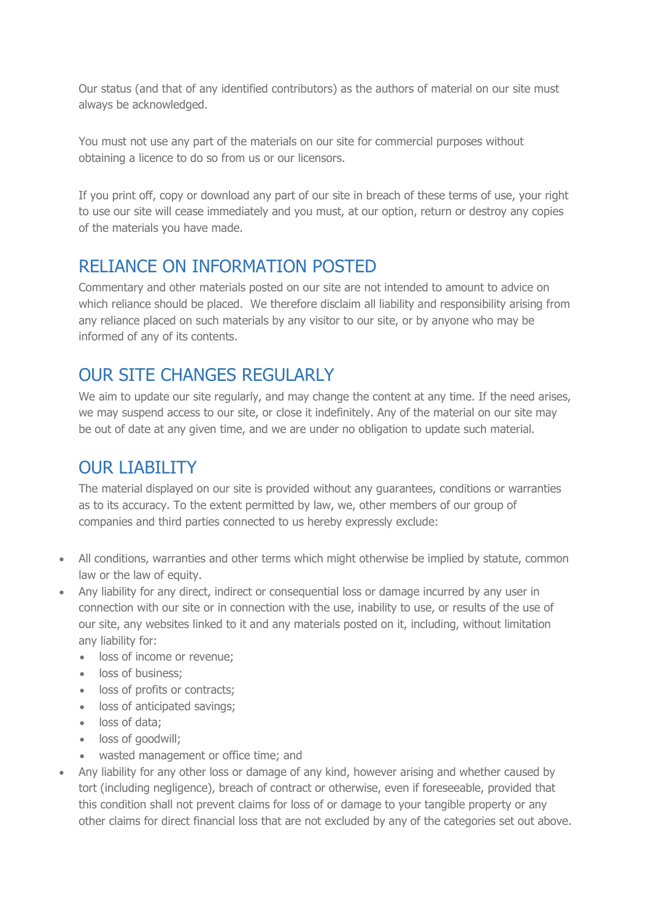Our status (and that of any identified contributors) as the authors of material on our site must always be acknowledged.

You must not use any part of the materials on our site for commercial purposes without obtaining a licence to do so from us or our licensors.

If you print off, copy or download any part of our site in breach of these terms of use, your right to use our site will cease immediately and you must, at our option, return or destroy any copies of the materials you have made.

## RELIANCE ON INFORMATION POSTED

Commentary and other materials posted on our site are not intended to amount to advice on which reliance should be placed. We therefore disclaim all liability and responsibility arising from any reliance placed on such materials by any visitor to our site, or by anyone who may be informed of any of its contents.

## OUR SITE CHANGES REGULARLY

We aim to update our site regularly, and may change the content at any time. If the need arises, we may suspend access to our site, or close it indefinitely. Any of the material on our site may be out of date at any given time, and we are under no obligation to update such material.

## OUR LIABILITY

The material displayed on our site is provided without any guarantees, conditions or warranties as to its accuracy. To the extent permitted by law, we, other members of our group of companies and third parties connected to us hereby expressly exclude:

- All conditions, warranties and other terms which might otherwise be implied by statute, common law or the law of equity.
- Any liability for any direct, indirect or consequential loss or damage incurred by any user in connection with our site or in connection with the use, inability to use, or results of the use of our site, any websites linked to it and any materials posted on it, including, without limitation any liability for:
  - loss of income or revenue;
  - loss of business;
  - loss of profits or contracts;
  - loss of anticipated savings;
  - loss of data;
  - loss of goodwill;
  - wasted management or office time; and
- Any liability for any other loss or damage of any kind, however arising and whether caused by tort (including negligence), breach of contract or otherwise, even if foreseeable, provided that this condition shall not prevent claims for loss of or damage to your tangible property or any other claims for direct financial loss that are not excluded by any of the categories set out above.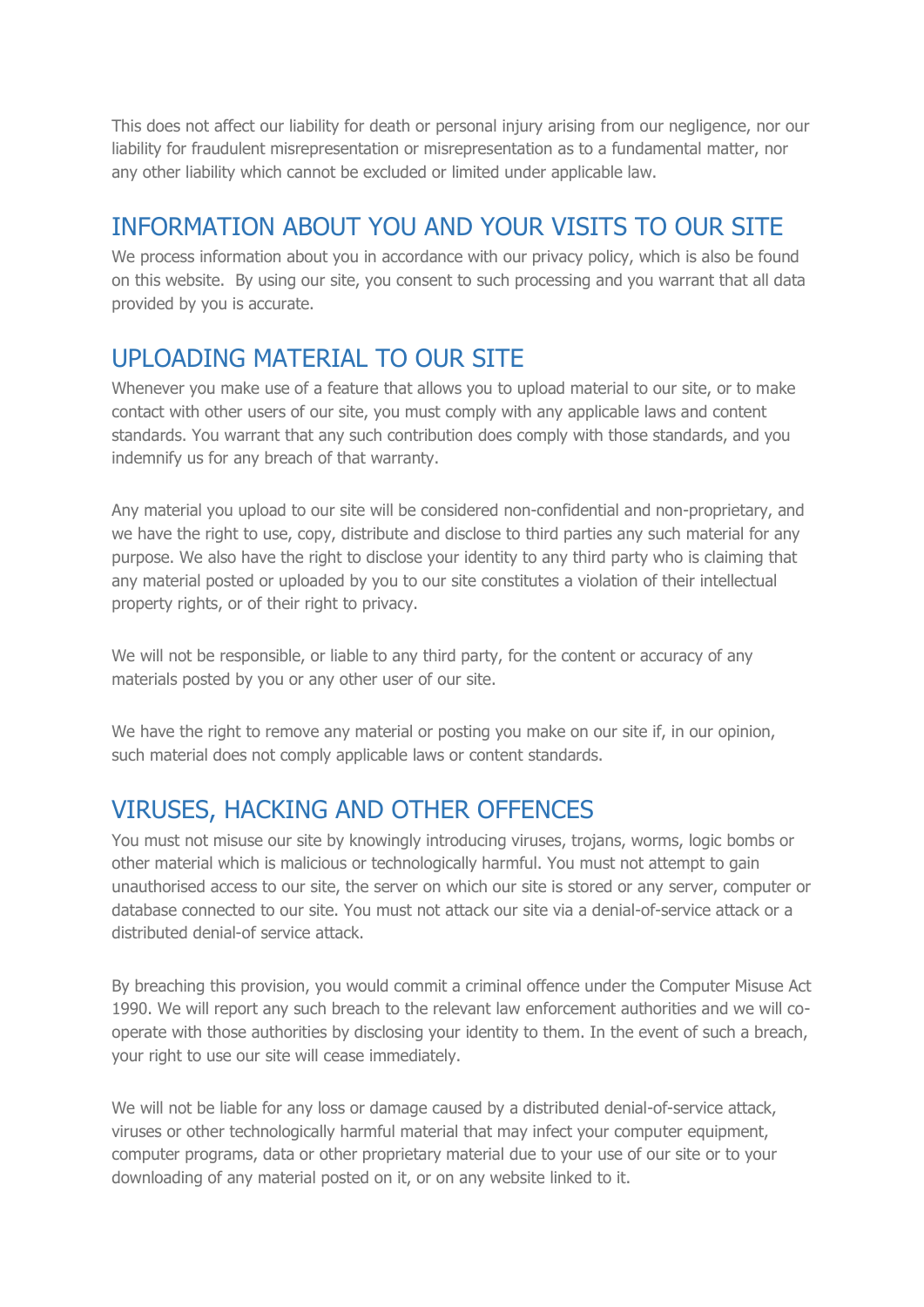This does not affect our liability for death or personal injury arising from our negligence, nor our liability for fraudulent misrepresentation or misrepresentation as to a fundamental matter, nor any other liability which cannot be excluded or limited under applicable law.

## INFORMATION ABOUT YOU AND YOUR VISITS TO OUR SITE

We process information about you in accordance with our privacy policy, which is also be found on this website. By using our site, you consent to such processing and you warrant that all data provided by you is accurate.

## UPLOADING MATERIAL TO OUR SITE

Whenever you make use of a feature that allows you to upload material to our site, or to make contact with other users of our site, you must comply with any applicable laws and content standards. You warrant that any such contribution does comply with those standards, and you indemnify us for any breach of that warranty.

Any material you upload to our site will be considered non-confidential and non-proprietary, and we have the right to use, copy, distribute and disclose to third parties any such material for any purpose. We also have the right to disclose your identity to any third party who is claiming that any material posted or uploaded by you to our site constitutes a violation of their intellectual property rights, or of their right to privacy.

We will not be responsible, or liable to any third party, for the content or accuracy of any materials posted by you or any other user of our site.

We have the right to remove any material or posting you make on our site if, in our opinion, such material does not comply applicable laws or content standards.

## VIRUSES, HACKING AND OTHER OFFENCES

You must not misuse our site by knowingly introducing viruses, trojans, worms, logic bombs or other material which is malicious or technologically harmful. You must not attempt to gain unauthorised access to our site, the server on which our site is stored or any server, computer or database connected to our site. You must not attack our site via a denial-of-service attack or a distributed denial-of service attack.

By breaching this provision, you would commit a criminal offence under the Computer Misuse Act 1990. We will report any such breach to the relevant law enforcement authorities and we will co-operate with those authorities by disclosing your identity to them. In the event of such a breach, your right to use our site will cease immediately.

We will not be liable for any loss or damage caused by a distributed denial-of-service attack, viruses or other technologically harmful material that may infect your computer equipment, computer programs, data or other proprietary material due to your use of our site or to your downloading of any material posted on it, or on any website linked to it.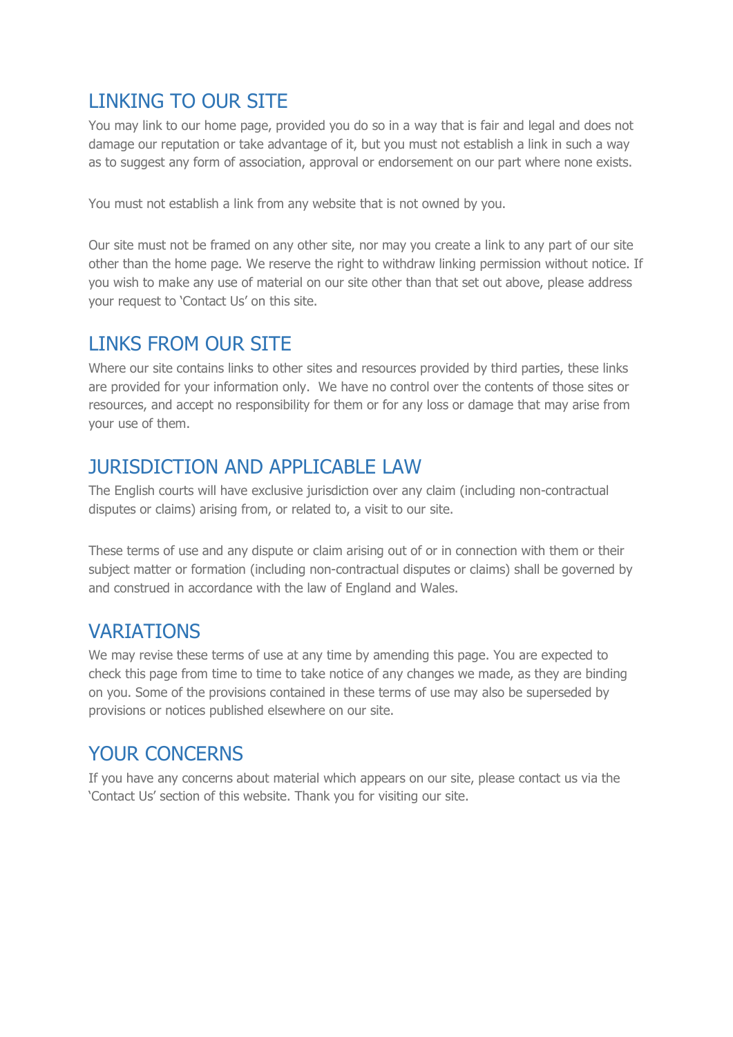## LINKING TO OUR SITE

You may link to our home page, provided you do so in a way that is fair and legal and does not damage our reputation or take advantage of it, but you must not establish a link in such a way as to suggest any form of association, approval or endorsement on our part where none exists.

You must not establish a link from any website that is not owned by you.

Our site must not be framed on any other site, nor may you create a link to any part of our site other than the home page. We reserve the right to withdraw linking permission without notice. If you wish to make any use of material on our site other than that set out above, please address your request to 'Contact Us' on this site.

## LINKS FROM OUR SITE

Where our site contains links to other sites and resources provided by third parties, these links are provided for your information only. We have no control over the contents of those sites or resources, and accept no responsibility for them or for any loss or damage that may arise from your use of them.

## JURISDICTION AND APPLICABLE LAW

The English courts will have exclusive jurisdiction over any claim (including non-contractual disputes or claims) arising from, or related to, a visit to our site.

These terms of use and any dispute or claim arising out of or in connection with them or their subject matter or formation (including non-contractual disputes or claims) shall be governed by and construed in accordance with the law of England and Wales.

## VARIATIONS

We may revise these terms of use at any time by amending this page. You are expected to check this page from time to time to take notice of any changes we made, as they are binding on you. Some of the provisions contained in these terms of use may also be superseded by provisions or notices published elsewhere on our site.

## YOUR CONCERNS

If you have any concerns about material which appears on our site, please contact us via the 'Contact Us' section of this website. Thank you for visiting our site.